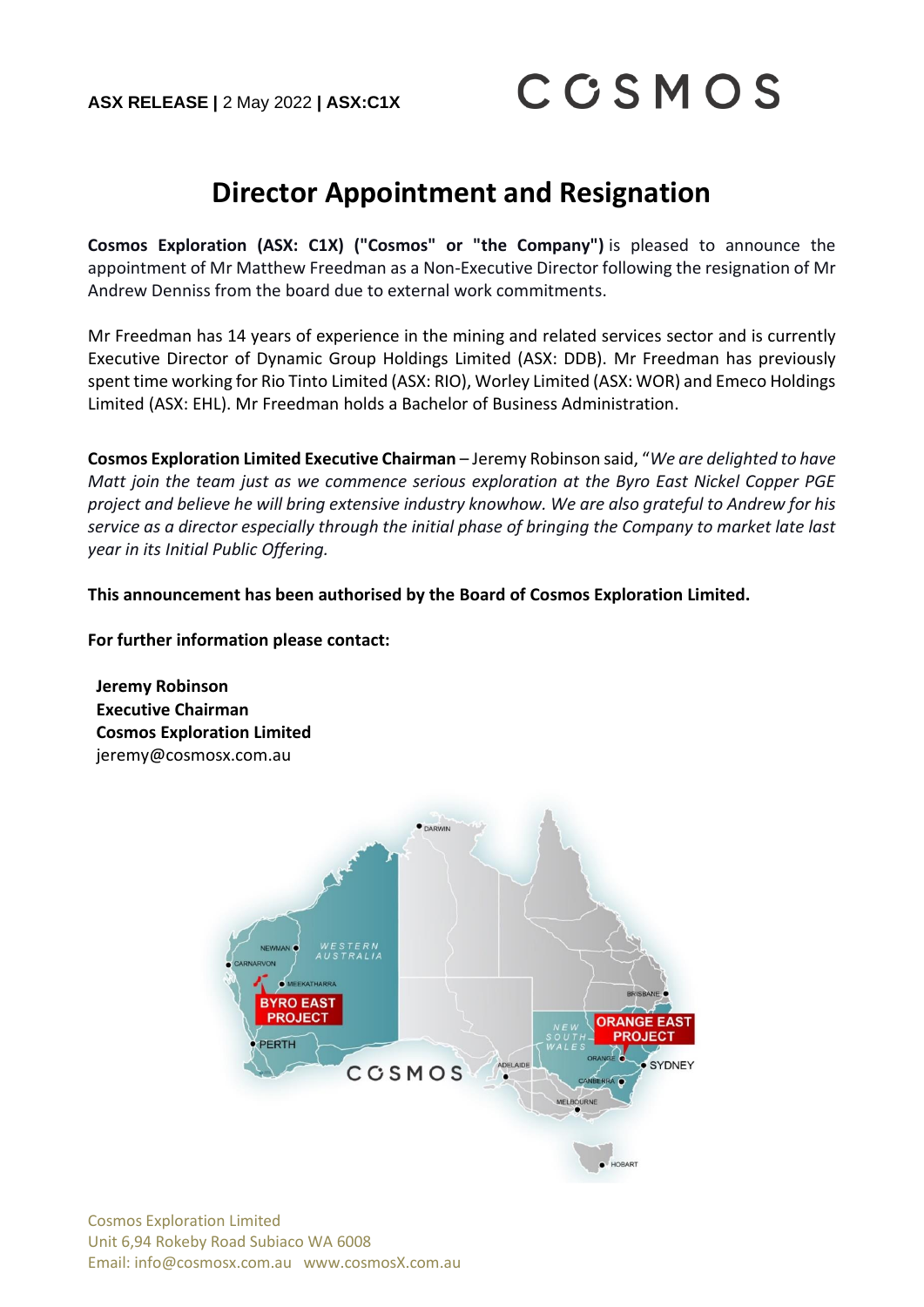**ASX RELEASE |** 2 May 2022 **| ASX:C1X**

COSMOS

# Director Appointment and Resignation

**Cosmos Exploration (ASX: C1X) ("Cosmos" or "the Company")** is pleased to announce the appointment of Mr Matthew Freedman as a Non-Executive Director following the resignation of Mr Andrew Denniss from the board due to external work commitments.

Mr Freedman has 14 years of experience in the mining and related services sector and is currently Executive Director of Dynamic Group Holdings Limited (ASX: DDB). Mr Freedman has previously spent time working for Rio Tinto Limited (ASX: RIO), Worley Limited (ASX: WOR) and Emeco Holdings Limited (ASX: EHL). Mr Freedman holds a Bachelor of Business Administration.

**Cosmos Exploration Limited Executive Chairman** – Jeremy Robinson said, "*We are delighted to have Matt join the team just as we commence serious exploration at the Byro East Nickel Copper PGE project and believe he will bring extensive industry knowhow. We are also grateful to Andrew for his service as a director especially through the initial phase of bringing the Company to market late last year in its Initial Public Offering.*

**This announcement has been authorised by the Board of Cosmos Exploration Limited.**

**For further information please contact:**

**Jeremy Robinson**
**Executive Chairman**
**Cosmos Exploration Limited**
jeremy@cosmosx.com.au

Cosmos Exploration Limited
Unit 6,94 Rokeby Road Subiaco WA 6008
Email: info@cosmosx.com.au www.cosmosX.com.au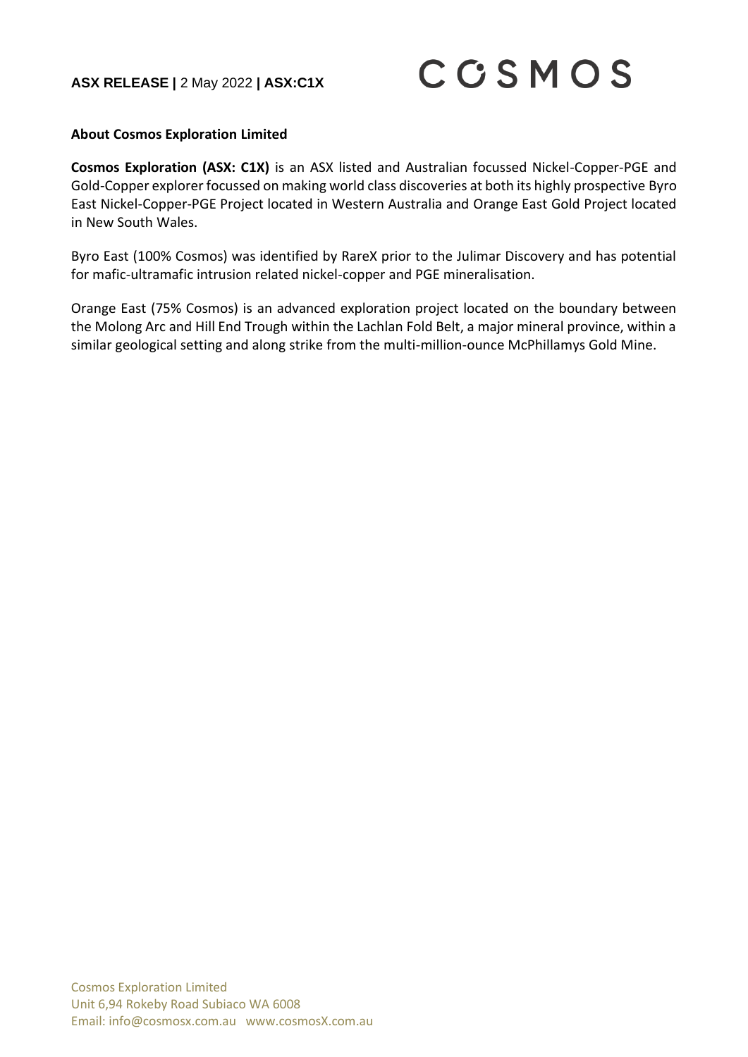## About Cosmos Exploration Limited

**Cosmos Exploration (ASX: C1X)** is an ASX listed and Australian focussed Nickel-Copper-PGE and Gold-Copper explorer focussed on making world class discoveries at both its highly prospective Byro East Nickel-Copper-PGE Project located in Western Australia and Orange East Gold Project located in New South Wales.

Byro East (100% Cosmos) was identified by RareX prior to the Julimar Discovery and has potential for mafic-ultramafic intrusion related nickel-copper and PGE mineralisation.

Orange East (75% Cosmos) is an advanced exploration project located on the boundary between the Molong Arc and Hill End Trough within the Lachlan Fold Belt, a major mineral province, within a similar geological setting and along strike from the multi-million-ounce McPhillamys Gold Mine.